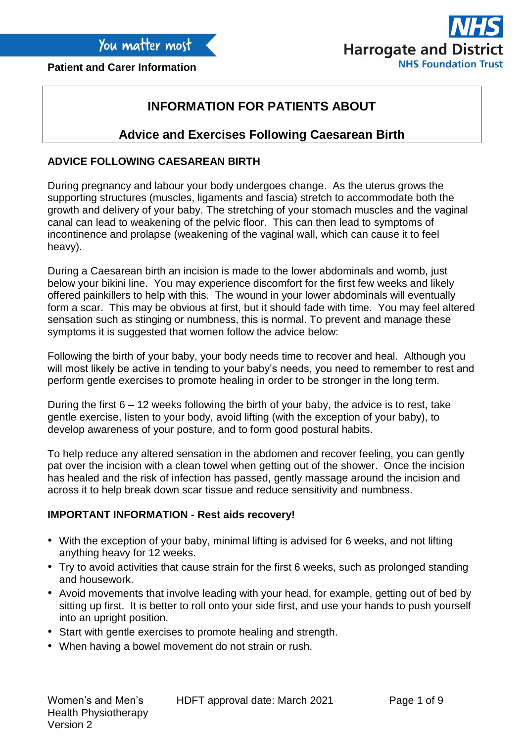You matter most

**Patient and Carer Information**

NHS Harrogate and District NHS Foundation Trust

# INFORMATION FOR PATIENTS ABOUT

## Advice and Exercises Following Caesarean Birth

### ADVICE FOLLOWING CAESAREAN BIRTH

During pregnancy and labour your body undergoes change. As the uterus grows the supporting structures (muscles, ligaments and fascia) stretch to accommodate both the growth and delivery of your baby. The stretching of your stomach muscles and the vaginal canal can lead to weakening of the pelvic floor. This can then lead to symptoms of incontinence and prolapse (weakening of the vaginal wall, which can cause it to feel heavy).

During a Caesarean birth an incision is made to the lower abdominals and womb, just below your bikini line. You may experience discomfort for the first few weeks and likely offered painkillers to help with this. The wound in your lower abdominals will eventually form a scar. This may be obvious at first, but it should fade with time. You may feel altered sensation such as stinging or numbness, this is normal. To prevent and manage these symptoms it is suggested that women follow the advice below:

Following the birth of your baby, your body needs time to recover and heal. Although you will most likely be active in tending to your baby's needs, you need to remember to rest and perform gentle exercises to promote healing in order to be stronger in the long term.

During the first 6 – 12 weeks following the birth of your baby, the advice is to rest, take gentle exercise, listen to your body, avoid lifting (with the exception of your baby), to develop awareness of your posture, and to form good postural habits.

To help reduce any altered sensation in the abdomen and recover feeling, you can gently pat over the incision with a clean towel when getting out of the shower. Once the incision has healed and the risk of infection has passed, gently massage around the incision and across it to help break down scar tissue and reduce sensitivity and numbness.

### IMPORTANT INFORMATION - Rest aids recovery!

- With the exception of your baby, minimal lifting is advised for 6 weeks, and not lifting anything heavy for 12 weeks.
- Try to avoid activities that cause strain for the first 6 weeks, such as prolonged standing and housework.
- Avoid movements that involve leading with your head, for example, getting out of bed by sitting up first. It is better to roll onto your side first, and use your hands to push yourself into an upright position.
- Start with gentle exercises to promote healing and strength.
- When having a bowel movement do not strain or rush.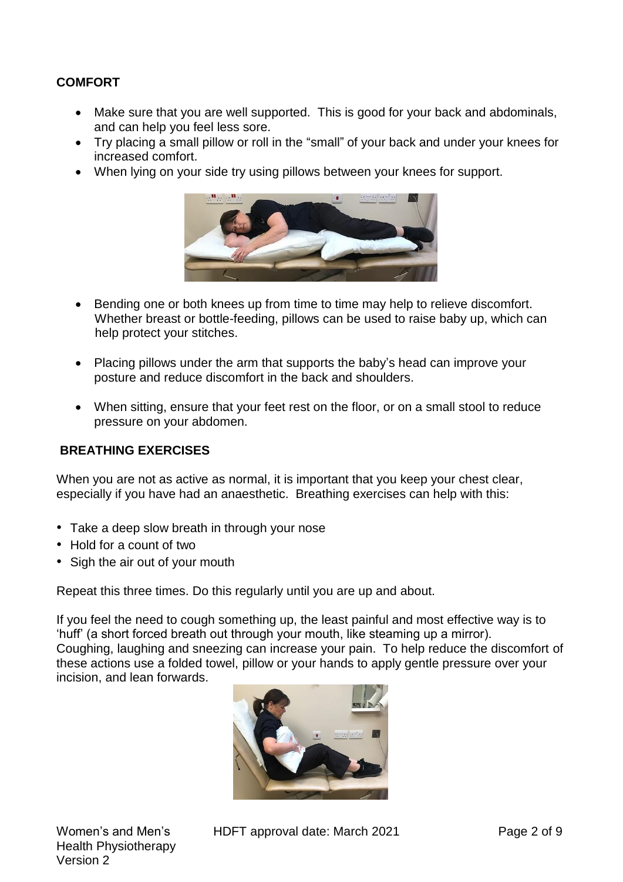## COMFORT

- Make sure that you are well supported. This is good for your back and abdominals, and can help you feel less sore.
- Try placing a small pillow or roll in the "small" of your back and under your knees for increased comfort.
- When lying on your side try using pillows between your knees for support.

- Bending one or both knees up from time to time may help to relieve discomfort. Whether breast or bottle-feeding, pillows can be used to raise baby up, which can help protect your stitches.
- Placing pillows under the arm that supports the baby's head can improve your posture and reduce discomfort in the back and shoulders.
- When sitting, ensure that your feet rest on the floor, or on a small stool to reduce pressure on your abdomen.

## BREATHING EXERCISES

When you are not as active as normal, it is important that you keep your chest clear, especially if you have had an anaesthetic. Breathing exercises can help with this:

- Take a deep slow breath in through your nose
- Hold for a count of two
- Sigh the air out of your mouth

Repeat this three times. Do this regularly until you are up and about.

If you feel the need to cough something up, the least painful and most effective way is to 'huff' (a short forced breath out through your mouth, like steaming up a mirror). Coughing, laughing and sneezing can increase your pain. To help reduce the discomfort of these actions use a folded towel, pillow or your hands to apply gentle pressure over your incision, and lean forwards.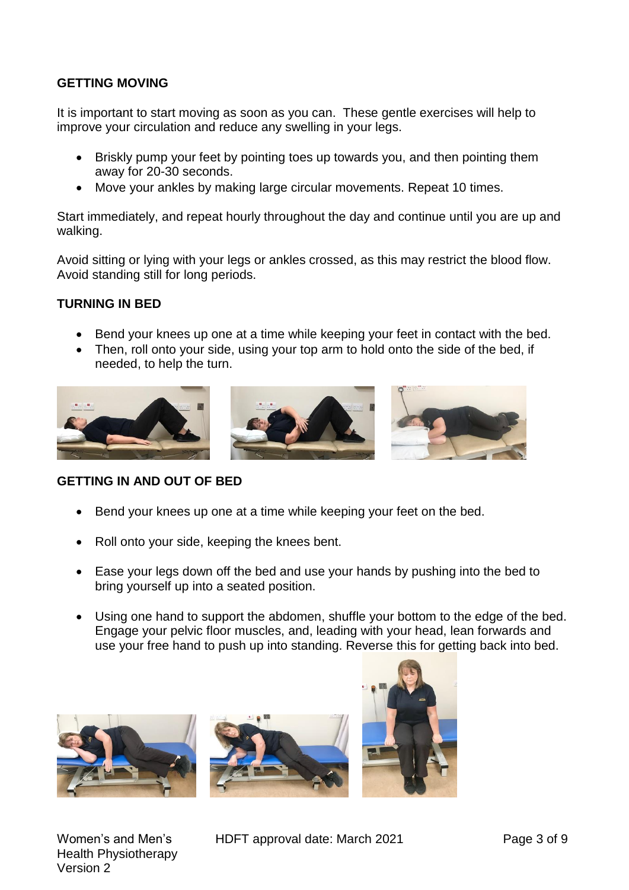## GETTING MOVING

It is important to start moving as soon as you can. These gentle exercises will help to improve your circulation and reduce any swelling in your legs.

- Briskly pump your feet by pointing toes up towards you, and then pointing them away for 20-30 seconds.
- Move your ankles by making large circular movements. Repeat 10 times.

Start immediately, and repeat hourly throughout the day and continue until you are up and walking.

Avoid sitting or lying with your legs or ankles crossed, as this may restrict the blood flow. Avoid standing still for long periods.

## TURNING IN BED

- Bend your knees up one at a time while keeping your feet in contact with the bed.
- Then, roll onto your side, using your top arm to hold onto the side of the bed, if needed, to help the turn.

## GETTING IN AND OUT OF BED

- Bend your knees up one at a time while keeping your feet on the bed.
- Roll onto your side, keeping the knees bent.
- Ease your legs down off the bed and use your hands by pushing into the bed to bring yourself up into a seated position.
- Using one hand to support the abdomen, shuffle your bottom to the edge of the bed. Engage your pelvic floor muscles, and, leading with your head, lean forwards and use your free hand to push up into standing. Reverse this for getting back into bed.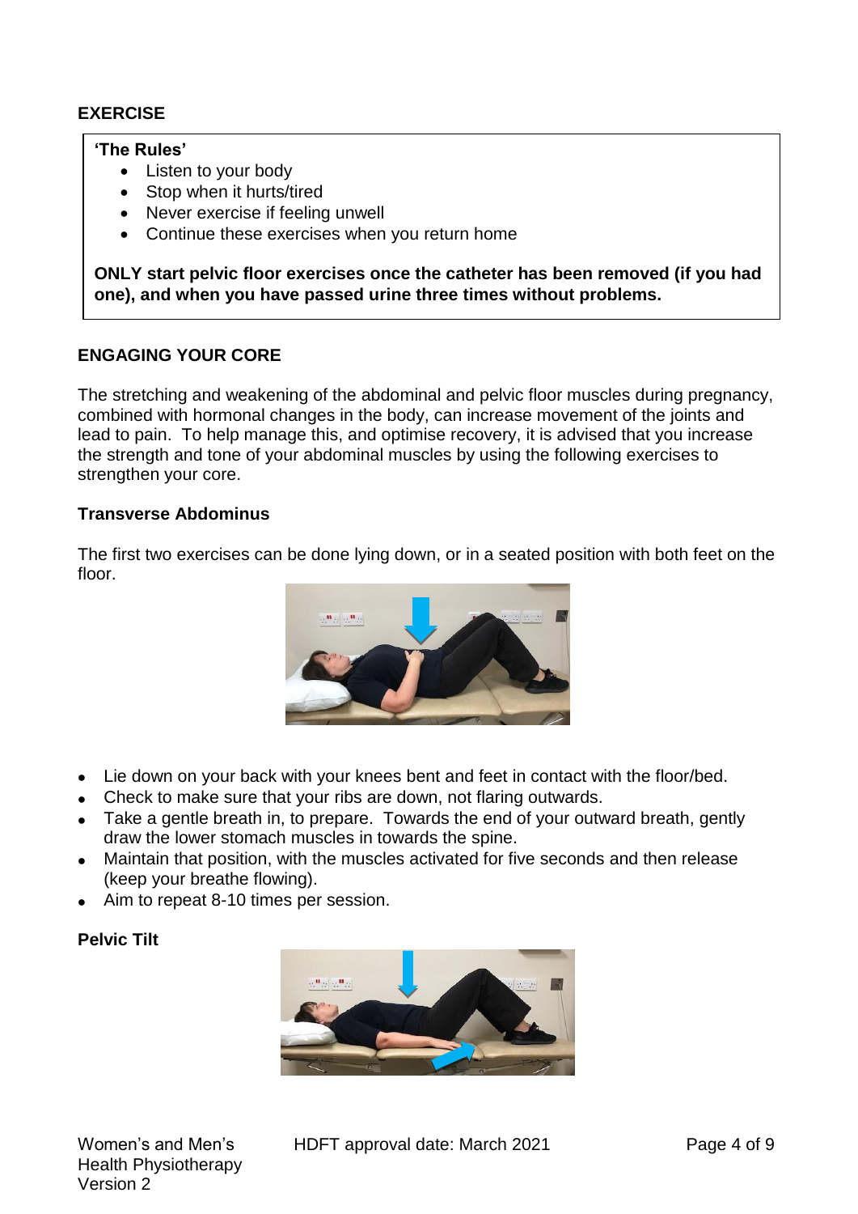## EXERCISE

**'The Rules'**

- Listen to your body
- Stop when it hurts/tired
- Never exercise if feeling unwell
- Continue these exercises when you return home

**ONLY start pelvic floor exercises once the catheter has been removed (if you had one), and when you have passed urine three times without problems.**

## ENGAGING YOUR CORE

The stretching and weakening of the abdominal and pelvic floor muscles during pregnancy, combined with hormonal changes in the body, can increase movement of the joints and lead to pain. To help manage this, and optimise recovery, it is advised that you increase the strength and tone of your abdominal muscles by using the following exercises to strengthen your core.

### Transverse Abdominus

The first two exercises can be done lying down, or in a seated position with both feet on the floor.

- Lie down on your back with your knees bent and feet in contact with the floor/bed.
- Check to make sure that your ribs are down, not flaring outwards.
- Take a gentle breath in, to prepare. Towards the end of your outward breath, gently draw the lower stomach muscles in towards the spine.
- Maintain that position, with the muscles activated for five seconds and then release (keep your breathe flowing).
- Aim to repeat 8-10 times per session.

### Pelvic Tilt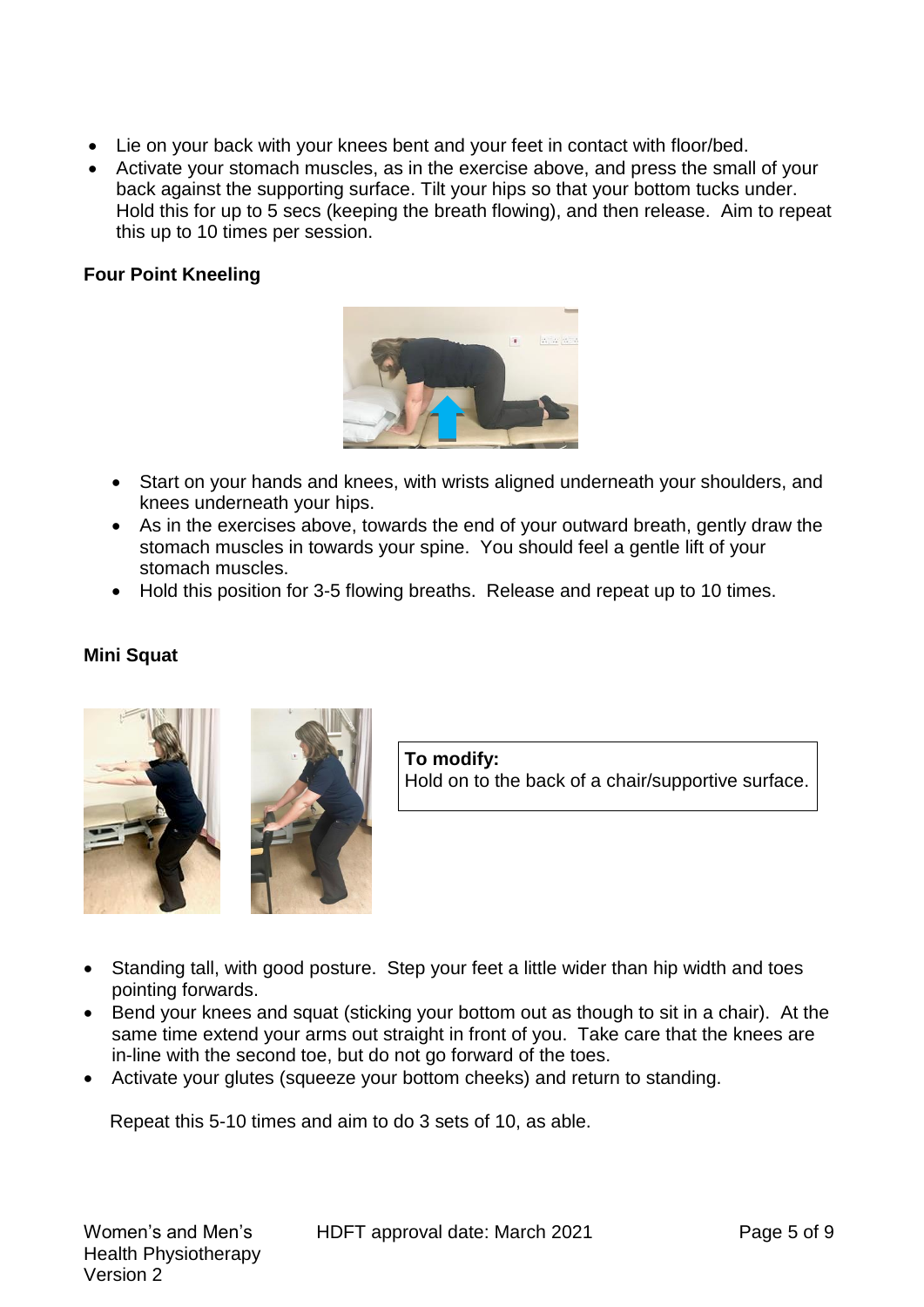- Lie on your back with your knees bent and your feet in contact with floor/bed.
- Activate your stomach muscles, as in the exercise above, and press the small of your back against the supporting surface. Tilt your hips so that your bottom tucks under. Hold this for up to 5 secs (keeping the breath flowing), and then release. Aim to repeat this up to 10 times per session.

**Four Point Kneeling**

- Start on your hands and knees, with wrists aligned underneath your shoulders, and knees underneath your hips.
- As in the exercises above, towards the end of your outward breath, gently draw the stomach muscles in towards your spine. You should feel a gentle lift of your stomach muscles.
- Hold this position for 3-5 flowing breaths. Release and repeat up to 10 times.

**Mini Squat**

**To modify:**
Hold on to the back of a chair/supportive surface.

- Standing tall, with good posture. Step your feet a little wider than hip width and toes pointing forwards.
- Bend your knees and squat (sticking your bottom out as though to sit in a chair). At the same time extend your arms out straight in front of you. Take care that the knees are in-line with the second toe, but do not go forward of the toes.
- Activate your glutes (squeeze your bottom cheeks) and return to standing.

Repeat this 5-10 times and aim to do 3 sets of 10, as able.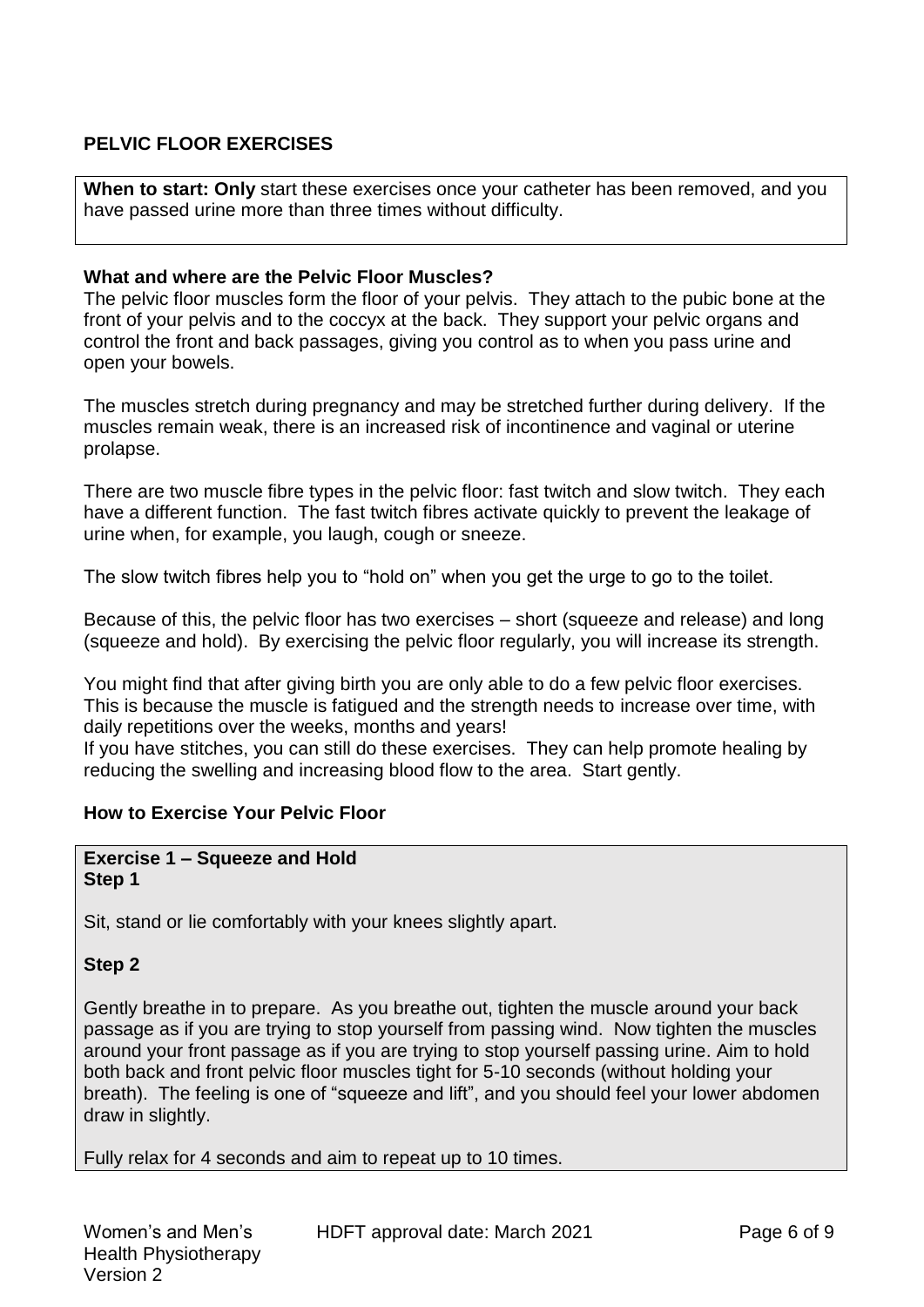## PELVIC FLOOR EXERCISES

**When to start: Only** start these exercises once your catheter has been removed, and you have passed urine more than three times without difficulty.

### What and where are the Pelvic Floor Muscles?

The pelvic floor muscles form the floor of your pelvis. They attach to the pubic bone at the front of your pelvis and to the coccyx at the back. They support your pelvic organs and control the front and back passages, giving you control as to when you pass urine and open your bowels.

The muscles stretch during pregnancy and may be stretched further during delivery. If the muscles remain weak, there is an increased risk of incontinence and vaginal or uterine prolapse.

There are two muscle fibre types in the pelvic floor: fast twitch and slow twitch. They each have a different function. The fast twitch fibres activate quickly to prevent the leakage of urine when, for example, you laugh, cough or sneeze.

The slow twitch fibres help you to "hold on" when you get the urge to go to the toilet.

Because of this, the pelvic floor has two exercises – short (squeeze and release) and long (squeeze and hold). By exercising the pelvic floor regularly, you will increase its strength.

You might find that after giving birth you are only able to do a few pelvic floor exercises. This is because the muscle is fatigued and the strength needs to increase over time, with daily repetitions over the weeks, months and years!

If you have stitches, you can still do these exercises. They can help promote healing by reducing the swelling and increasing blood flow to the area. Start gently.

### How to Exercise Your Pelvic Floor

**Exercise 1 – Squeeze and Hold**

**Step 1**

Sit, stand or lie comfortably with your knees slightly apart.

**Step 2**

Gently breathe in to prepare. As you breathe out, tighten the muscle around your back passage as if you are trying to stop yourself from passing wind. Now tighten the muscles around your front passage as if you are trying to stop yourself passing urine. Aim to hold both back and front pelvic floor muscles tight for 5-10 seconds (without holding your breath). The feeling is one of "squeeze and lift", and you should feel your lower abdomen draw in slightly.

Fully relax for 4 seconds and aim to repeat up to 10 times.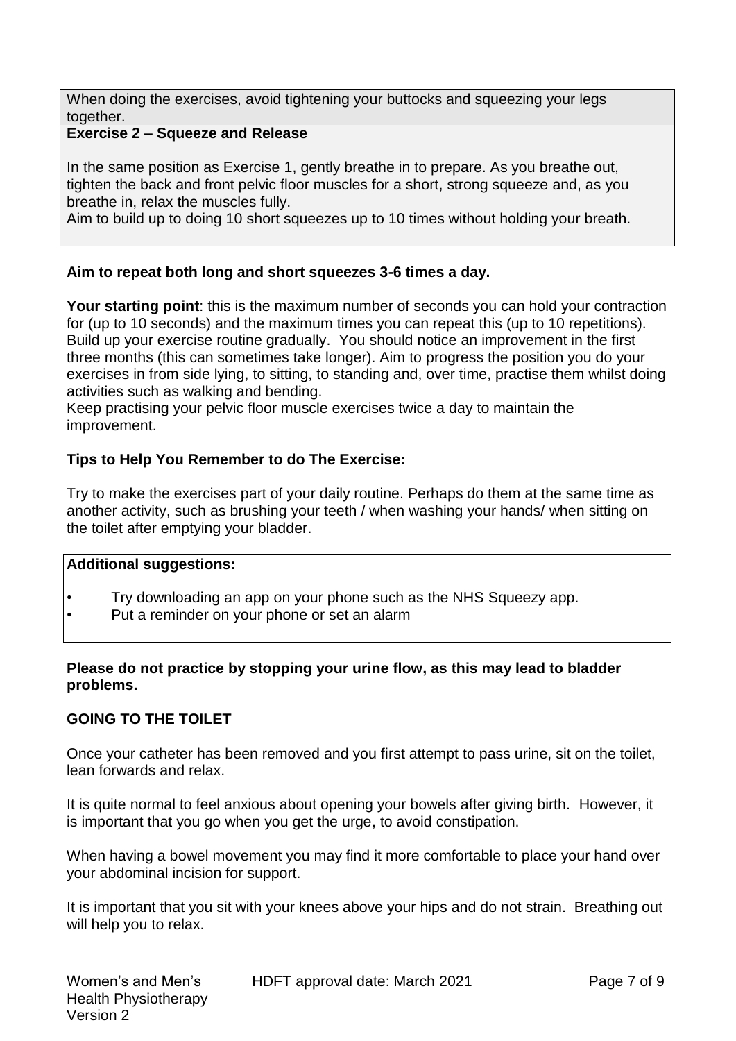When doing the exercises, avoid tightening your buttocks and squeezing your legs together.

**Exercise 2 – Squeeze and Release**

In the same position as Exercise 1, gently breathe in to prepare. As you breathe out, tighten the back and front pelvic floor muscles for a short, strong squeeze and, as you breathe in, relax the muscles fully.

Aim to build up to doing 10 short squeezes up to 10 times without holding your breath.

**Aim to repeat both long and short squeezes 3-6 times a day.**

**Your starting point**: this is the maximum number of seconds you can hold your contraction for (up to 10 seconds) and the maximum times you can repeat this (up to 10 repetitions). Build up your exercise routine gradually. You should notice an improvement in the first three months (this can sometimes take longer). Aim to progress the position you do your exercises in from side lying, to sitting, to standing and, over time, practise them whilst doing activities such as walking and bending.

Keep practising your pelvic floor muscle exercises twice a day to maintain the improvement.

**Tips to Help You Remember to do The Exercise:**

Try to make the exercises part of your daily routine. Perhaps do them at the same time as another activity, such as brushing your teeth / when washing your hands/ when sitting on the toilet after emptying your bladder.

**Additional suggestions:**

- Try downloading an app on your phone such as the NHS Squeezy app.
- Put a reminder on your phone or set an alarm

**Please do not practice by stopping your urine flow, as this may lead to bladder problems.**

## GOING TO THE TOILET

Once your catheter has been removed and you first attempt to pass urine, sit on the toilet, lean forwards and relax.

It is quite normal to feel anxious about opening your bowels after giving birth. However, it is important that you go when you get the urge, to avoid constipation.

When having a bowel movement you may find it more comfortable to place your hand over your abdominal incision for support.

It is important that you sit with your knees above your hips and do not strain. Breathing out will help you to relax.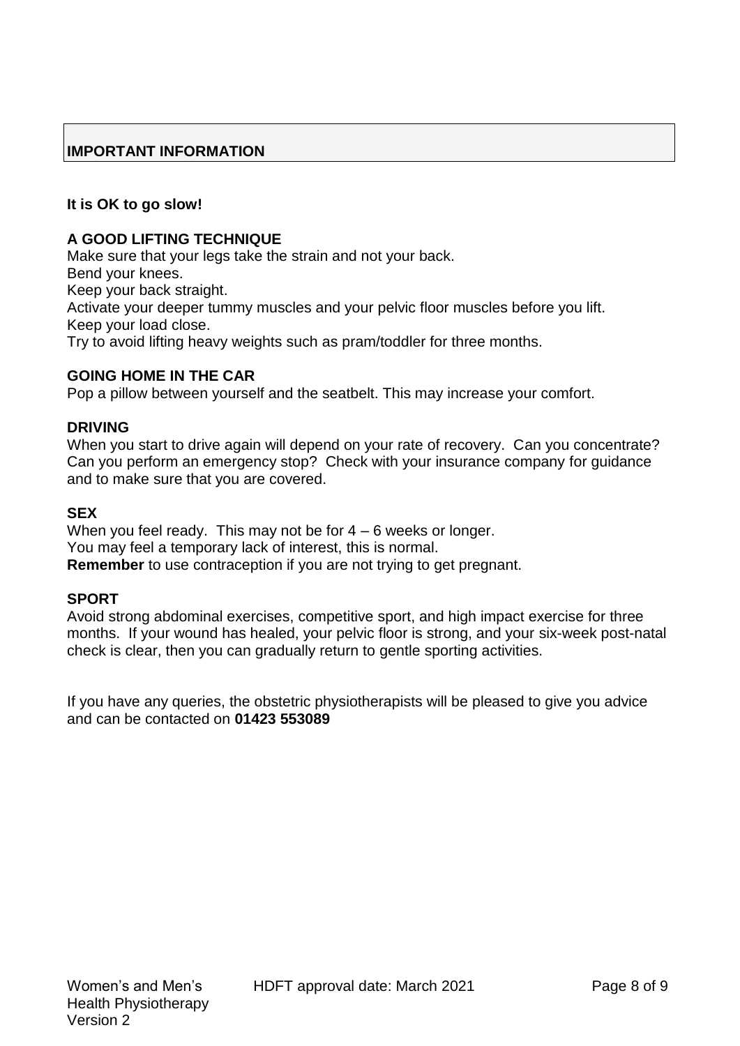## IMPORTANT INFORMATION

**It is OK to go slow!**

**A GOOD LIFTING TECHNIQUE**

Make sure that your legs take the strain and not your back.
Bend your knees.
Keep your back straight.
Activate your deeper tummy muscles and your pelvic floor muscles before you lift.
Keep your load close.
Try to avoid lifting heavy weights such as pram/toddler for three months.

**GOING HOME IN THE CAR**

Pop a pillow between yourself and the seatbelt. This may increase your comfort.

**DRIVING**

When you start to drive again will depend on your rate of recovery. Can you concentrate? Can you perform an emergency stop? Check with your insurance company for guidance and to make sure that you are covered.

**SEX**

When you feel ready. This may not be for 4 – 6 weeks or longer.
You may feel a temporary lack of interest, this is normal.
**Remember** to use contraception if you are not trying to get pregnant.

**SPORT**

Avoid strong abdominal exercises, competitive sport, and high impact exercise for three months. If your wound has healed, your pelvic floor is strong, and your six-week post-natal check is clear, then you can gradually return to gentle sporting activities.

If you have any queries, the obstetric physiotherapists will be pleased to give you advice and can be contacted on **01423 553089**

Women's and Men's Health Physiotherapy
Version 2

HDFT approval date: March 2021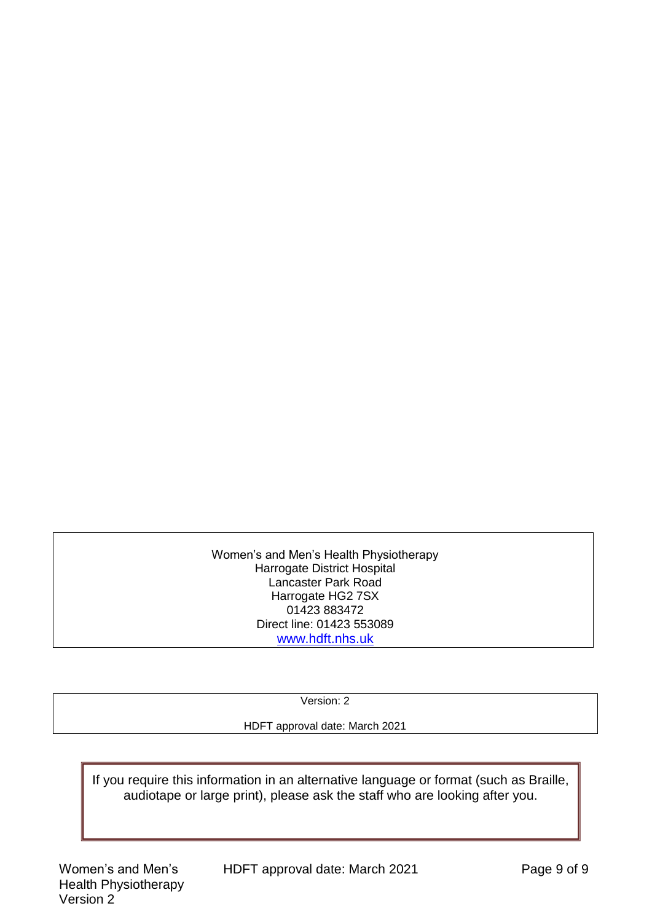Women's and Men's Health Physiotherapy
Harrogate District Hospital
Lancaster Park Road
Harrogate HG2 7SX
01423 883472
Direct line: 01423 553089
www.hdft.nhs.uk

Version: 2

HDFT approval date: March 2021

If you require this information in an alternative language or format (such as Braille, audiotape or large print), please ask the staff who are looking after you.